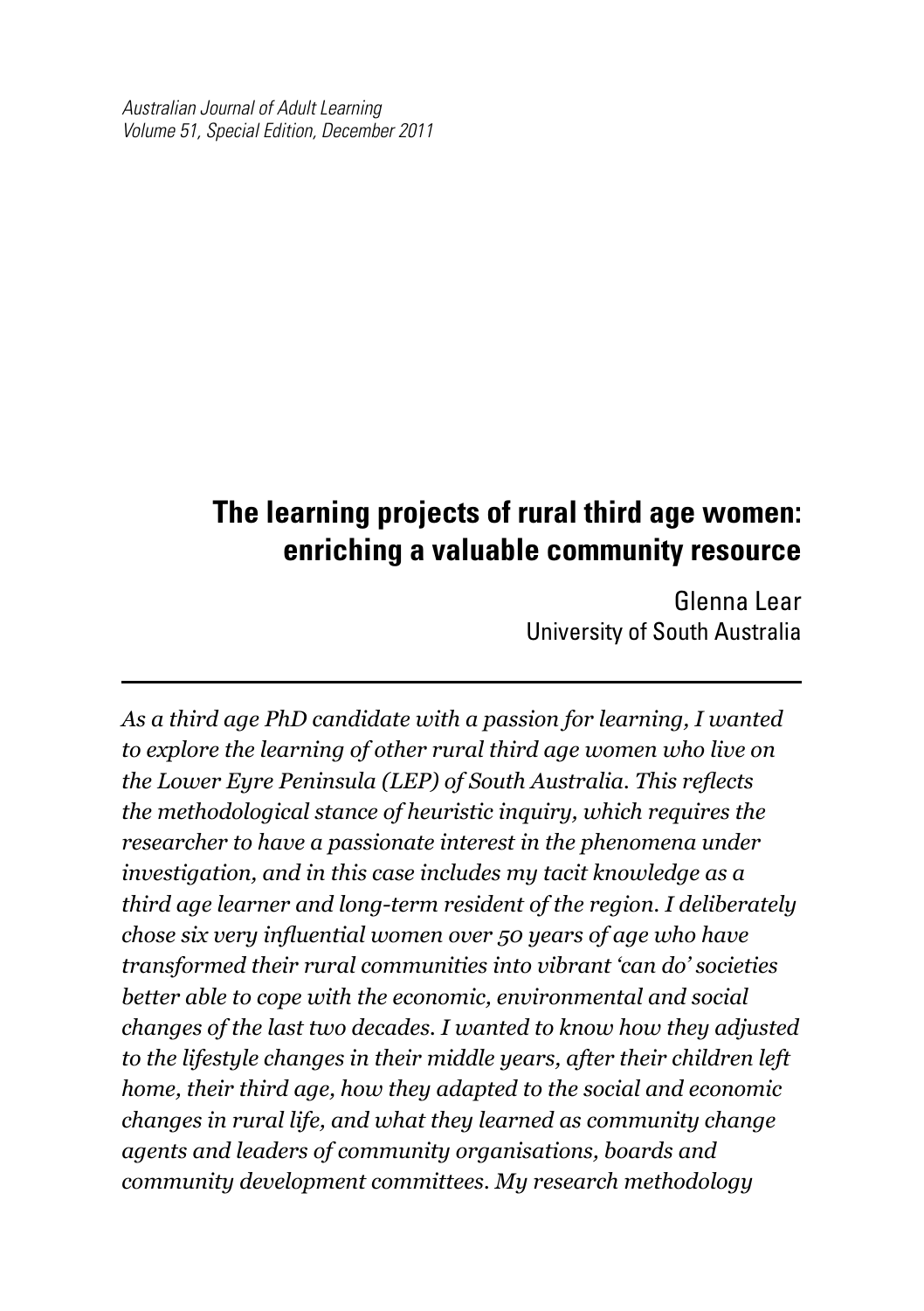# The learning projects of rural third age women: enriching a valuable community resource

Glenna Lear
University of South Australia

*As a third age PhD candidate with a passion for learning, I wanted to explore the learning of other rural third age women who live on the Lower Eyre Peninsula (LEP) of South Australia. This reflects the methodological stance of heuristic inquiry, which requires the researcher to have a passionate interest in the phenomena under investigation, and in this case includes my tacit knowledge as a third age learner and long-term resident of the region. I deliberately chose six very influential women over 50 years of age who have transformed their rural communities into vibrant 'can do' societies better able to cope with the economic, environmental and social changes of the last two decades. I wanted to know how they adjusted to the lifestyle changes in their middle years, after their children left home, their third age, how they adapted to the social and economic changes in rural life, and what they learned as community change agents and leaders of community organisations, boards and community development committees. My research methodology*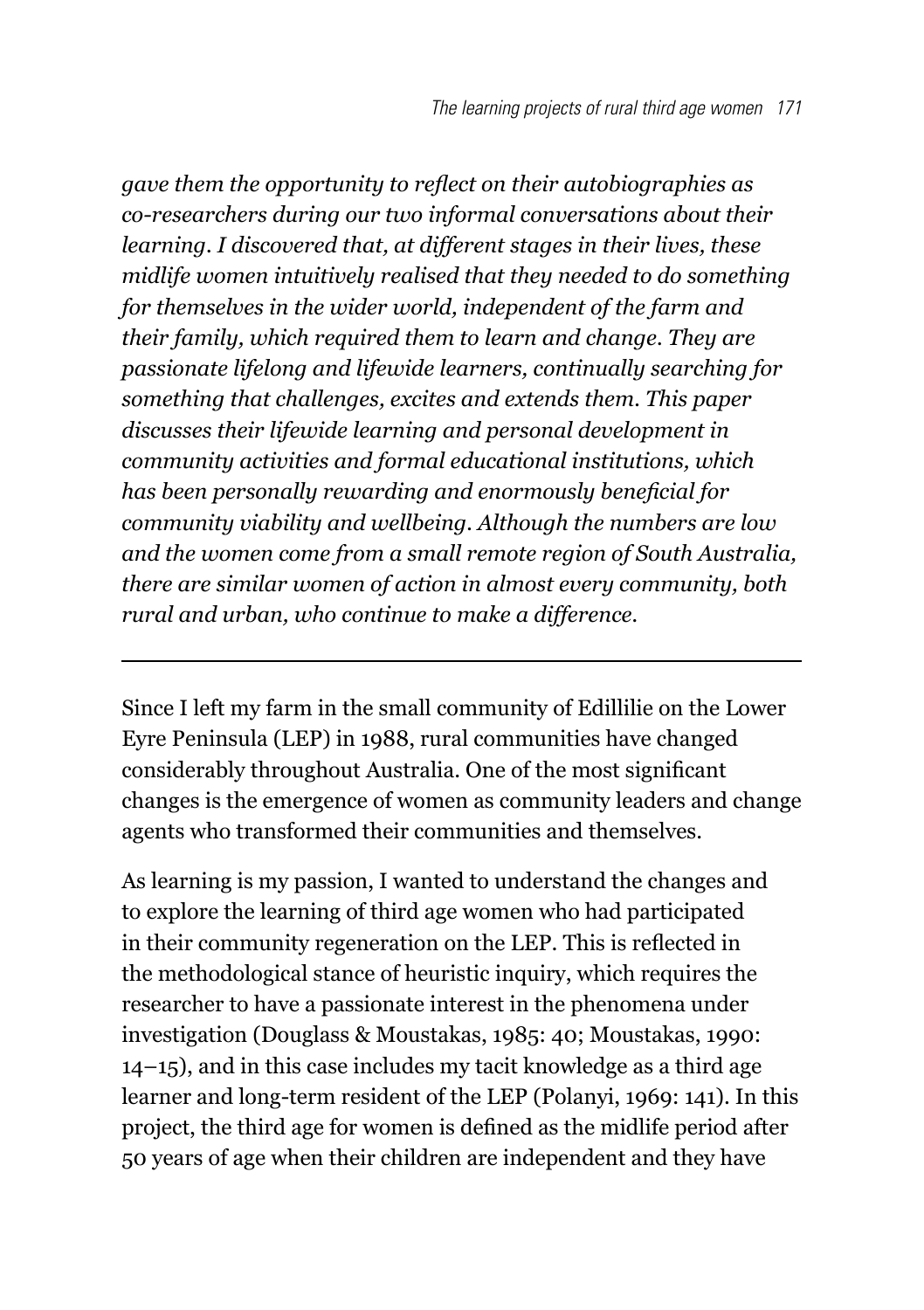*gave them the opportunity to reflect on their autobiographies as co-researchers during our two informal conversations about their learning. I discovered that, at different stages in their lives, these midlife women intuitively realised that they needed to do something for themselves in the wider world, independent of the farm and their family, which required them to learn and change. They are passionate lifelong and lifewide learners, continually searching for something that challenges, excites and extends them. This paper discusses their lifewide learning and personal development in community activities and formal educational institutions, which has been personally rewarding and enormously beneficial for community viability and wellbeing. Although the numbers are low and the women come from a small remote region of South Australia, there are similar women of action in almost every community, both rural and urban, who continue to make a difference.*

---

Since I left my farm in the small community of Edillilie on the Lower Eyre Peninsula (LEP) in 1988, rural communities have changed considerably throughout Australia. One of the most significant changes is the emergence of women as community leaders and change agents who transformed their communities and themselves.

As learning is my passion, I wanted to understand the changes and to explore the learning of third age women who had participated in their community regeneration on the LEP. This is reflected in the methodological stance of heuristic inquiry, which requires the researcher to have a passionate interest in the phenomena under investigation (Douglass & Moustakas, 1985: 40; Moustakas, 1990: 14–15), and in this case includes my tacit knowledge as a third age learner and long-term resident of the LEP (Polanyi, 1969: 141). In this project, the third age for women is defined as the midlife period after 50 years of age when their children are independent and they have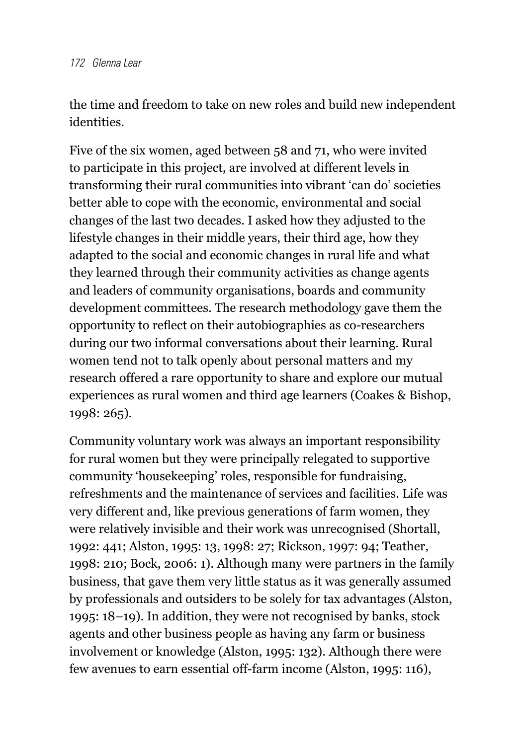the time and freedom to take on new roles and build new independent identities.

Five of the six women, aged between 58 and 71, who were invited to participate in this project, are involved at different levels in transforming their rural communities into vibrant 'can do' societies better able to cope with the economic, environmental and social changes of the last two decades. I asked how they adjusted to the lifestyle changes in their middle years, their third age, how they adapted to the social and economic changes in rural life and what they learned through their community activities as change agents and leaders of community organisations, boards and community development committees. The research methodology gave them the opportunity to reflect on their autobiographies as co-researchers during our two informal conversations about their learning. Rural women tend not to talk openly about personal matters and my research offered a rare opportunity to share and explore our mutual experiences as rural women and third age learners (Coakes & Bishop, 1998: 265).

Community voluntary work was always an important responsibility for rural women but they were principally relegated to supportive community 'housekeeping' roles, responsible for fundraising, refreshments and the maintenance of services and facilities. Life was very different and, like previous generations of farm women, they were relatively invisible and their work was unrecognised (Shortall, 1992: 441; Alston, 1995: 13, 1998: 27; Rickson, 1997: 94; Teather, 1998: 210; Bock, 2006: 1). Although many were partners in the family business, that gave them very little status as it was generally assumed by professionals and outsiders to be solely for tax advantages (Alston, 1995: 18–19). In addition, they were not recognised by banks, stock agents and other business people as having any farm or business involvement or knowledge (Alston, 1995: 132). Although there were few avenues to earn essential off-farm income (Alston, 1995: 116),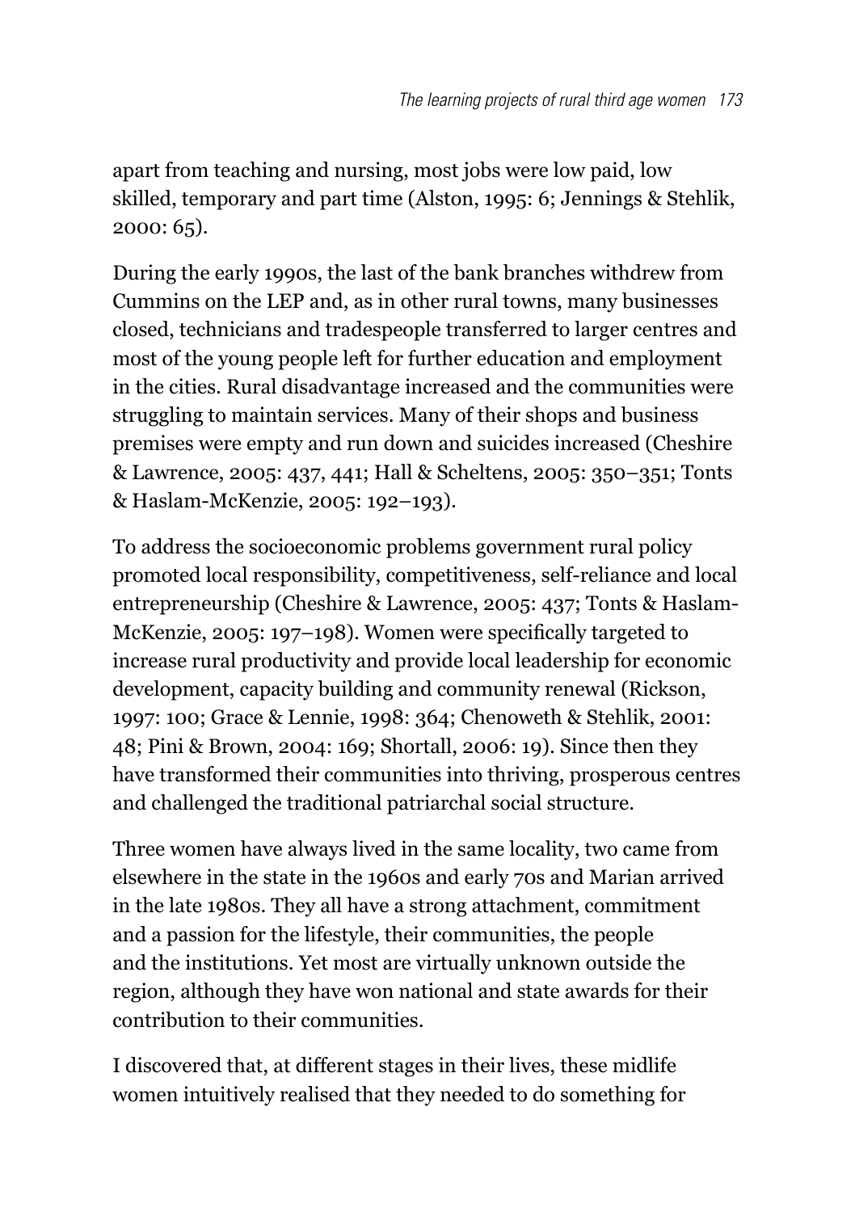apart from teaching and nursing, most jobs were low paid, low skilled, temporary and part time (Alston, 1995: 6; Jennings & Stehlik, 2000: 65).

During the early 1990s, the last of the bank branches withdrew from Cummins on the LEP and, as in other rural towns, many businesses closed, technicians and tradespeople transferred to larger centres and most of the young people left for further education and employment in the cities. Rural disadvantage increased and the communities were struggling to maintain services. Many of their shops and business premises were empty and run down and suicides increased (Cheshire & Lawrence, 2005: 437, 441; Hall & Scheltens, 2005: 350–351; Tonts & Haslam-McKenzie, 2005: 192–193).

To address the socioeconomic problems government rural policy promoted local responsibility, competitiveness, self-reliance and local entrepreneurship (Cheshire & Lawrence, 2005: 437; Tonts & Haslam-McKenzie, 2005: 197–198). Women were specifically targeted to increase rural productivity and provide local leadership for economic development, capacity building and community renewal (Rickson, 1997: 100; Grace & Lennie, 1998: 364; Chenoweth & Stehlik, 2001: 48; Pini & Brown, 2004: 169; Shortall, 2006: 19). Since then they have transformed their communities into thriving, prosperous centres and challenged the traditional patriarchal social structure.

Three women have always lived in the same locality, two came from elsewhere in the state in the 1960s and early 70s and Marian arrived in the late 1980s. They all have a strong attachment, commitment and a passion for the lifestyle, their communities, the people and the institutions. Yet most are virtually unknown outside the region, although they have won national and state awards for their contribution to their communities.

I discovered that, at different stages in their lives, these midlife women intuitively realised that they needed to do something for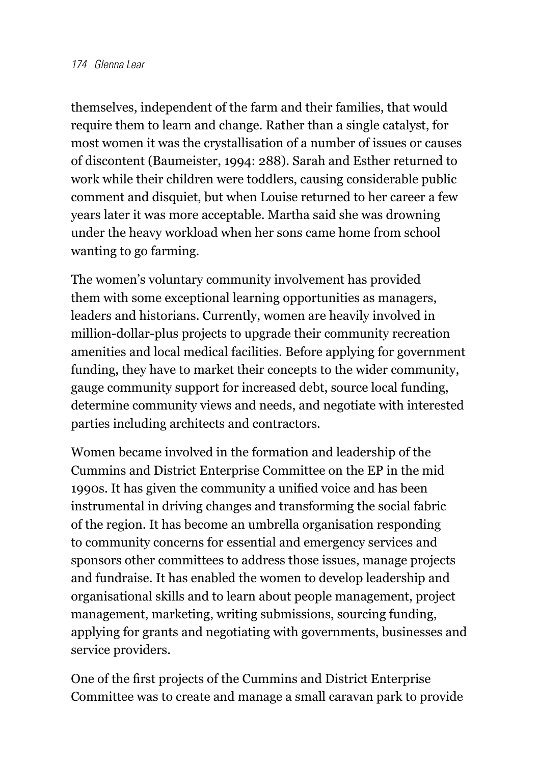themselves, independent of the farm and their families, that would require them to learn and change. Rather than a single catalyst, for most women it was the crystallisation of a number of issues or causes of discontent (Baumeister, 1994: 288). Sarah and Esther returned to work while their children were toddlers, causing considerable public comment and disquiet, but when Louise returned to her career a few years later it was more acceptable. Martha said she was drowning under the heavy workload when her sons came home from school wanting to go farming.

The women's voluntary community involvement has provided them with some exceptional learning opportunities as managers, leaders and historians. Currently, women are heavily involved in million-dollar-plus projects to upgrade their community recreation amenities and local medical facilities. Before applying for government funding, they have to market their concepts to the wider community, gauge community support for increased debt, source local funding, determine community views and needs, and negotiate with interested parties including architects and contractors.

Women became involved in the formation and leadership of the Cummins and District Enterprise Committee on the EP in the mid 1990s. It has given the community a unified voice and has been instrumental in driving changes and transforming the social fabric of the region. It has become an umbrella organisation responding to community concerns for essential and emergency services and sponsors other committees to address those issues, manage projects and fundraise. It has enabled the women to develop leadership and organisational skills and to learn about people management, project management, marketing, writing submissions, sourcing funding, applying for grants and negotiating with governments, businesses and service providers.

One of the first projects of the Cummins and District Enterprise Committee was to create and manage a small caravan park to provide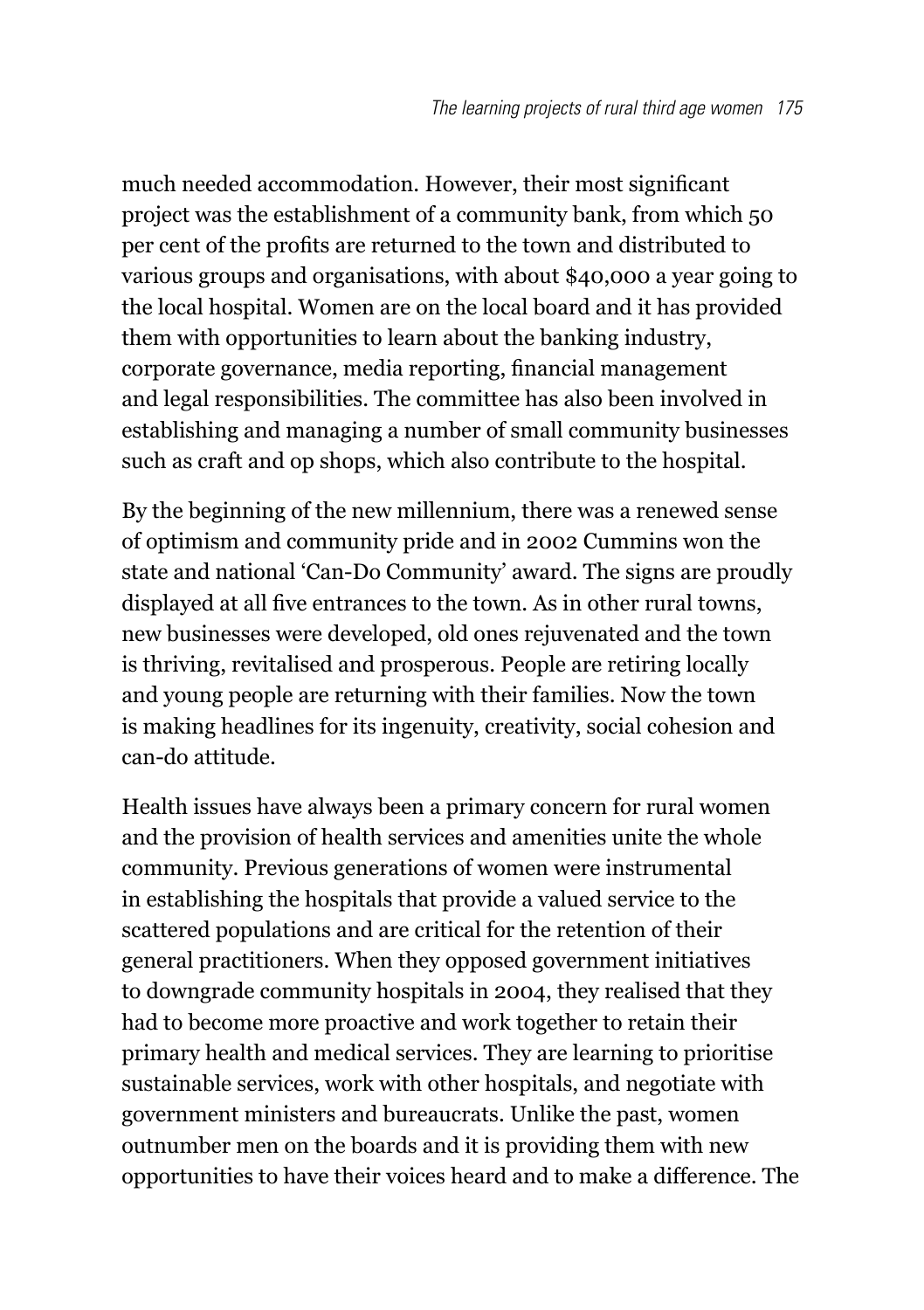much needed accommodation. However, their most significant project was the establishment of a community bank, from which 50 per cent of the profits are returned to the town and distributed to various groups and organisations, with about $40,000 a year going to the local hospital. Women are on the local board and it has provided them with opportunities to learn about the banking industry, corporate governance, media reporting, financial management and legal responsibilities. The committee has also been involved in establishing and managing a number of small community businesses such as craft and op shops, which also contribute to the hospital.

By the beginning of the new millennium, there was a renewed sense of optimism and community pride and in 2002 Cummins won the state and national 'Can-Do Community' award. The signs are proudly displayed at all five entrances to the town. As in other rural towns, new businesses were developed, old ones rejuvenated and the town is thriving, revitalised and prosperous. People are retiring locally and young people are returning with their families. Now the town is making headlines for its ingenuity, creativity, social cohesion and can-do attitude.

Health issues have always been a primary concern for rural women and the provision of health services and amenities unite the whole community. Previous generations of women were instrumental in establishing the hospitals that provide a valued service to the scattered populations and are critical for the retention of their general practitioners. When they opposed government initiatives to downgrade community hospitals in 2004, they realised that they had to become more proactive and work together to retain their primary health and medical services. They are learning to prioritise sustainable services, work with other hospitals, and negotiate with government ministers and bureaucrats. Unlike the past, women outnumber men on the boards and it is providing them with new opportunities to have their voices heard and to make a difference. The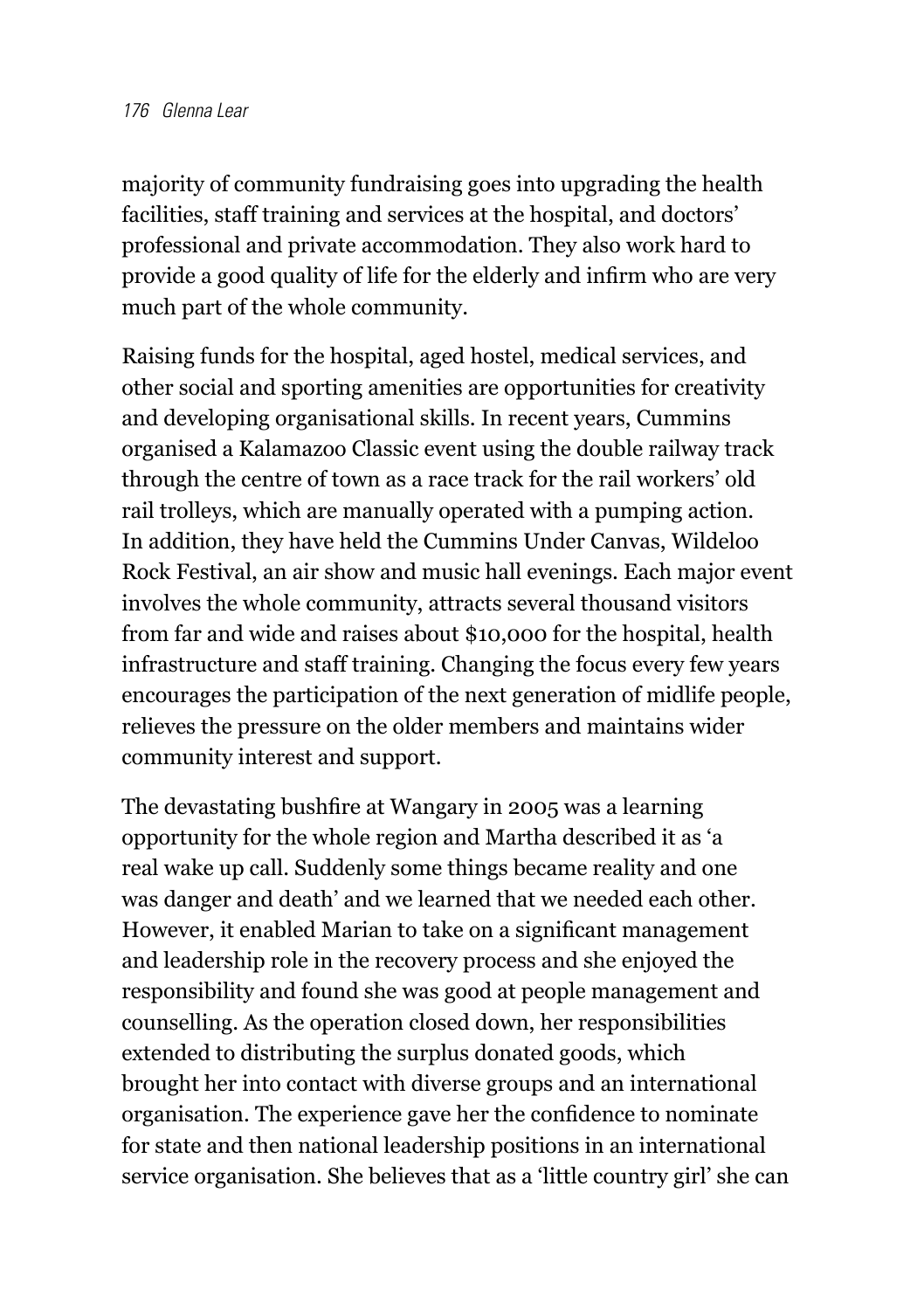majority of community fundraising goes into upgrading the health facilities, staff training and services at the hospital, and doctors' professional and private accommodation. They also work hard to provide a good quality of life for the elderly and infirm who are very much part of the whole community.

Raising funds for the hospital, aged hostel, medical services, and other social and sporting amenities are opportunities for creativity and developing organisational skills. In recent years, Cummins organised a Kalamazoo Classic event using the double railway track through the centre of town as a race track for the rail workers' old rail trolleys, which are manually operated with a pumping action. In addition, they have held the Cummins Under Canvas, Wildeloo Rock Festival, an air show and music hall evenings. Each major event involves the whole community, attracts several thousand visitors from far and wide and raises about $10,000 for the hospital, health infrastructure and staff training. Changing the focus every few years encourages the participation of the next generation of midlife people, relieves the pressure on the older members and maintains wider community interest and support.

The devastating bushfire at Wangary in 2005 was a learning opportunity for the whole region and Martha described it as 'a real wake up call. Suddenly some things became reality and one was danger and death' and we learned that we needed each other. However, it enabled Marian to take on a significant management and leadership role in the recovery process and she enjoyed the responsibility and found she was good at people management and counselling. As the operation closed down, her responsibilities extended to distributing the surplus donated goods, which brought her into contact with diverse groups and an international organisation. The experience gave her the confidence to nominate for state and then national leadership positions in an international service organisation. She believes that as a 'little country girl' she can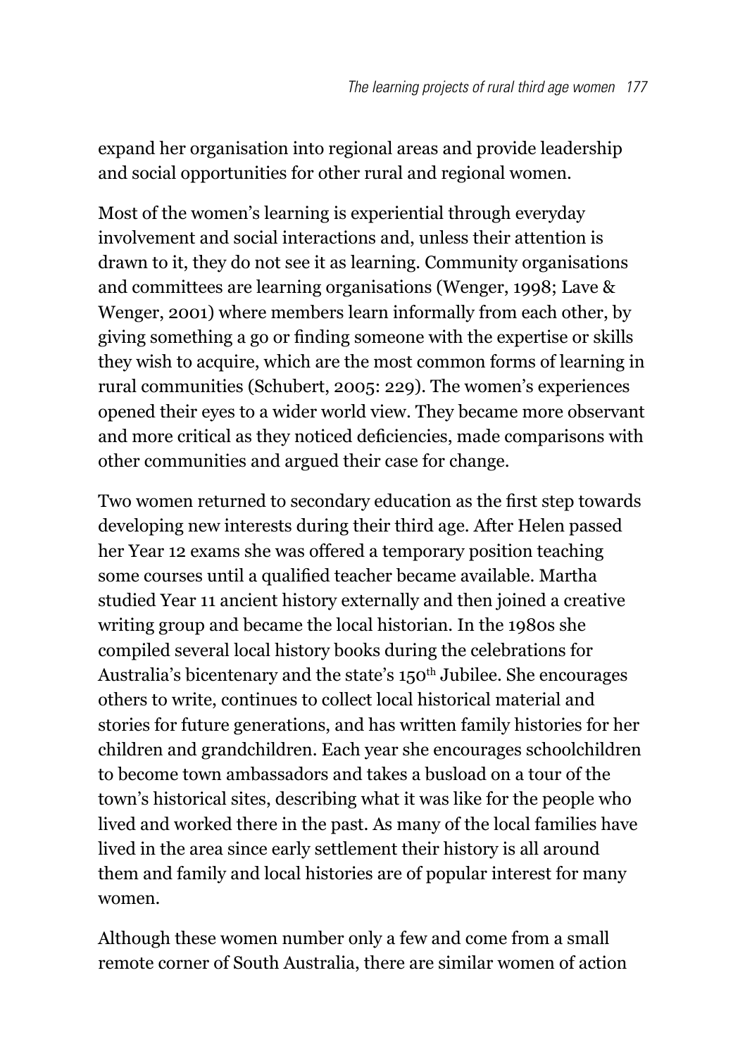expand her organisation into regional areas and provide leadership and social opportunities for other rural and regional women.

Most of the women's learning is experiential through everyday involvement and social interactions and, unless their attention is drawn to it, they do not see it as learning. Community organisations and committees are learning organisations (Wenger, 1998; Lave & Wenger, 2001) where members learn informally from each other, by giving something a go or finding someone with the expertise or skills they wish to acquire, which are the most common forms of learning in rural communities (Schubert, 2005: 229). The women's experiences opened their eyes to a wider world view. They became more observant and more critical as they noticed deficiencies, made comparisons with other communities and argued their case for change.

Two women returned to secondary education as the first step towards developing new interests during their third age. After Helen passed her Year 12 exams she was offered a temporary position teaching some courses until a qualified teacher became available. Martha studied Year 11 ancient history externally and then joined a creative writing group and became the local historian. In the 1980s she compiled several local history books during the celebrations for Australia's bicentenary and the state's 150th Jubilee. She encourages others to write, continues to collect local historical material and stories for future generations, and has written family histories for her children and grandchildren. Each year she encourages schoolchildren to become town ambassadors and takes a busload on a tour of the town's historical sites, describing what it was like for the people who lived and worked there in the past. As many of the local families have lived in the area since early settlement their history is all around them and family and local histories are of popular interest for many women.

Although these women number only a few and come from a small remote corner of South Australia, there are similar women of action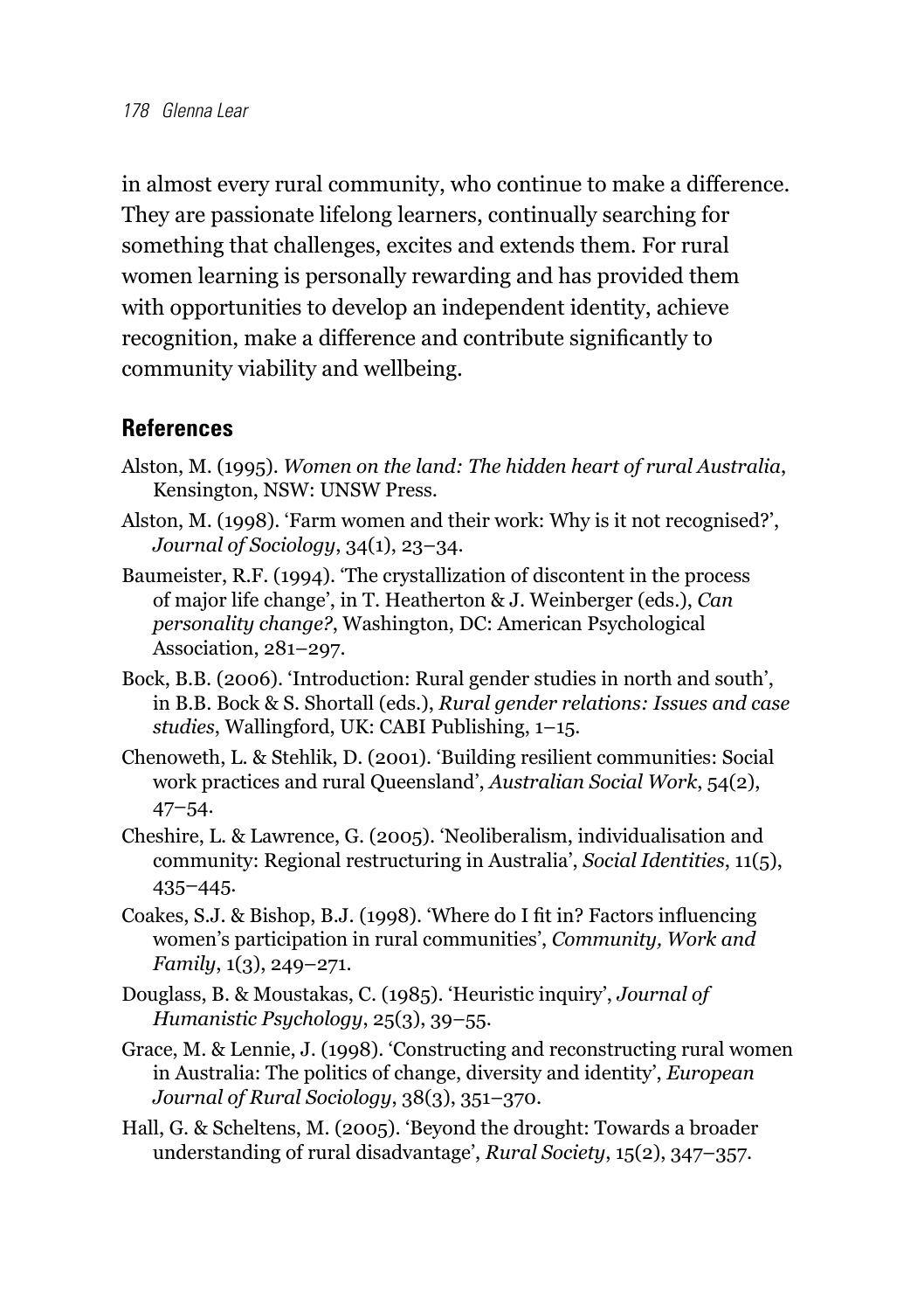in almost every rural community, who continue to make a difference. They are passionate lifelong learners, continually searching for something that challenges, excites and extends them. For rural women learning is personally rewarding and has provided them with opportunities to develop an independent identity, achieve recognition, make a difference and contribute significantly to community viability and wellbeing.

## References

Alston, M. (1995). *Women on the land: The hidden heart of rural Australia*, Kensington, NSW: UNSW Press.

Alston, M. (1998). 'Farm women and their work: Why is it not recognised?', *Journal of Sociology*, 34(1), 23–34.

Baumeister, R.F. (1994). 'The crystallization of discontent in the process of major life change', in T. Heatherton & J. Weinberger (eds.), *Can personality change?*, Washington, DC: American Psychological Association, 281–297.

Bock, B.B. (2006). 'Introduction: Rural gender studies in north and south', in B.B. Bock & S. Shortall (eds.), *Rural gender relations: Issues and case studies*, Wallingford, UK: CABI Publishing, 1–15.

Chenoweth, L. & Stehlik, D. (2001). 'Building resilient communities: Social work practices and rural Queensland', *Australian Social Work*, 54(2), 47–54.

Cheshire, L. & Lawrence, G. (2005). 'Neoliberalism, individualisation and community: Regional restructuring in Australia', *Social Identities*, 11(5), 435–445.

Coakes, S.J. & Bishop, B.J. (1998). 'Where do I fit in? Factors influencing women's participation in rural communities', *Community, Work and Family*, 1(3), 249–271.

Douglass, B. & Moustakas, C. (1985). 'Heuristic inquiry', *Journal of Humanistic Psychology*, 25(3), 39–55.

Grace, M. & Lennie, J. (1998). 'Constructing and reconstructing rural women in Australia: The politics of change, diversity and identity', *European Journal of Rural Sociology*, 38(3), 351–370.

Hall, G. & Scheltens, M. (2005). 'Beyond the drought: Towards a broader understanding of rural disadvantage', *Rural Society*, 15(2), 347–357.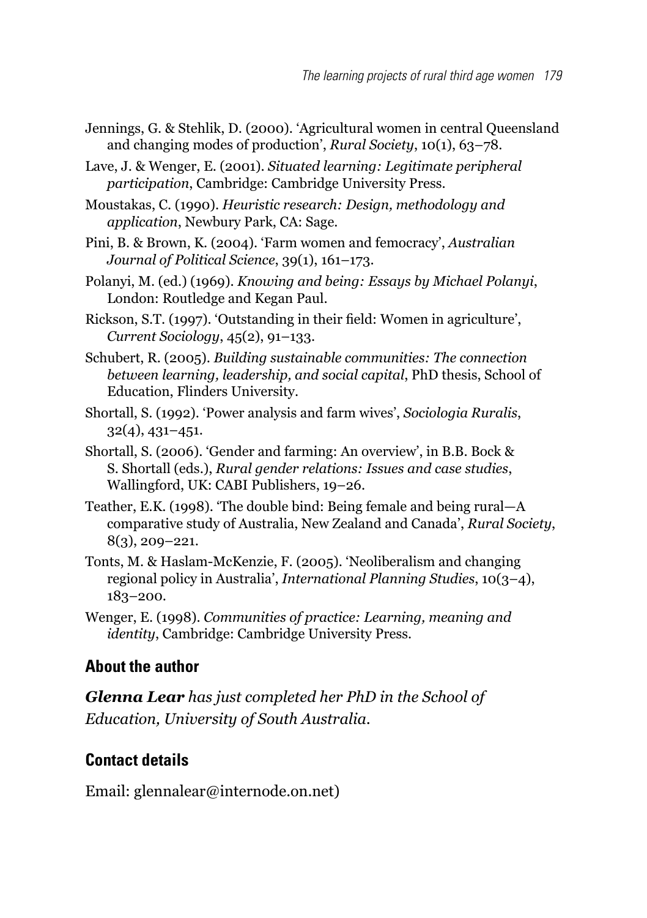Jennings, G. & Stehlik, D. (2000). 'Agricultural women in central Queensland and changing modes of production', *Rural Society*, 10(1), 63–78.

Lave, J. & Wenger, E. (2001). *Situated learning: Legitimate peripheral participation*, Cambridge: Cambridge University Press.

Moustakas, C. (1990). *Heuristic research: Design, methodology and application*, Newbury Park, CA: Sage.

Pini, B. & Brown, K. (2004). 'Farm women and femocracy', *Australian Journal of Political Science*, 39(1), 161–173.

Polanyi, M. (ed.) (1969). *Knowing and being: Essays by Michael Polanyi*, London: Routledge and Kegan Paul.

Rickson, S.T. (1997). 'Outstanding in their field: Women in agriculture', *Current Sociology*, 45(2), 91–133.

Schubert, R. (2005). *Building sustainable communities: The connection between learning, leadership, and social capital*, PhD thesis, School of Education, Flinders University.

Shortall, S. (1992). 'Power analysis and farm wives', *Sociologia Ruralis*, 32(4), 431–451.

Shortall, S. (2006). 'Gender and farming: An overview', in B.B. Bock & S. Shortall (eds.), *Rural gender relations: Issues and case studies*, Wallingford, UK: CABI Publishers, 19–26.

Teather, E.K. (1998). 'The double bind: Being female and being rural—A comparative study of Australia, New Zealand and Canada', *Rural Society*, 8(3), 209–221.

Tonts, M. & Haslam-McKenzie, F. (2005). 'Neoliberalism and changing regional policy in Australia', *International Planning Studies*, 10(3–4), 183–200.

Wenger, E. (1998). *Communities of practice: Learning, meaning and identity*, Cambridge: Cambridge University Press.

## About the author

***Glenna Lear*** *has just completed her PhD in the School of Education, University of South Australia.*

## Contact details

Email: glennalear@internode.on.net)